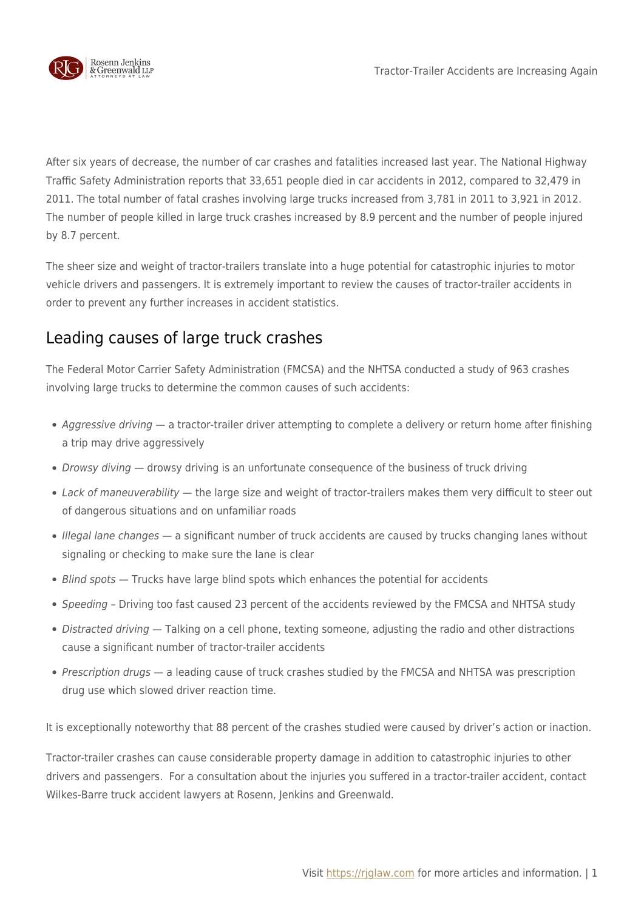After six years of decrease, the number of car crashes and fatalities increased last year. The National Highway Traffic Safety Administration reports that 33,651 people died in car accidents in 2012, compared to 32,479 in 2011. The total number of fatal crashes involving large trucks increased from 3,781 in 2011 to 3,921 in 2012. The number of people killed in large truck crashes increased by 8.9 percent and the number of people injured by 8.7 percent.

The sheer size and weight of tractor-trailers translate into a huge potential for catastrophic injuries to motor vehicle drivers and passengers. It is extremely important to review the causes of tractor-trailer accidents in order to prevent any further increases in accident statistics.

## Leading causes of large truck crashes

The Federal Motor Carrier Safety Administration (FMCSA) and the NHTSA conducted a study of 963 crashes involving large trucks to determine the common causes of such accidents:

- *Aggressive driving* — a tractor-trailer driver attempting to complete a delivery or return home after finishing a trip may drive aggressively
- *Drowsy diving* — drowsy driving is an unfortunate consequence of the business of truck driving
- *Lack of maneuverability* — the large size and weight of tractor-trailers makes them very difficult to steer out of dangerous situations and on unfamiliar roads
- *Illegal lane changes* — a significant number of truck accidents are caused by trucks changing lanes without signaling or checking to make sure the lane is clear
- *Blind spots* — Trucks have large blind spots which enhances the potential for accidents
- *Speeding* – Driving too fast caused 23 percent of the accidents reviewed by the FMCSA and NHTSA study
- *Distracted driving* — Talking on a cell phone, texting someone, adjusting the radio and other distractions cause a significant number of tractor-trailer accidents
- *Prescription drugs* — a leading cause of truck crashes studied by the FMCSA and NHTSA was prescription drug use which slowed driver reaction time.

It is exceptionally noteworthy that 88 percent of the crashes studied were caused by driver's action or inaction.

Tractor-trailer crashes can cause considerable property damage in addition to catastrophic injuries to other drivers and passengers. For a consultation about the injuries you suffered in a tractor-trailer accident, contact Wilkes-Barre truck accident lawyers at Rosenn, Jenkins and Greenwald.